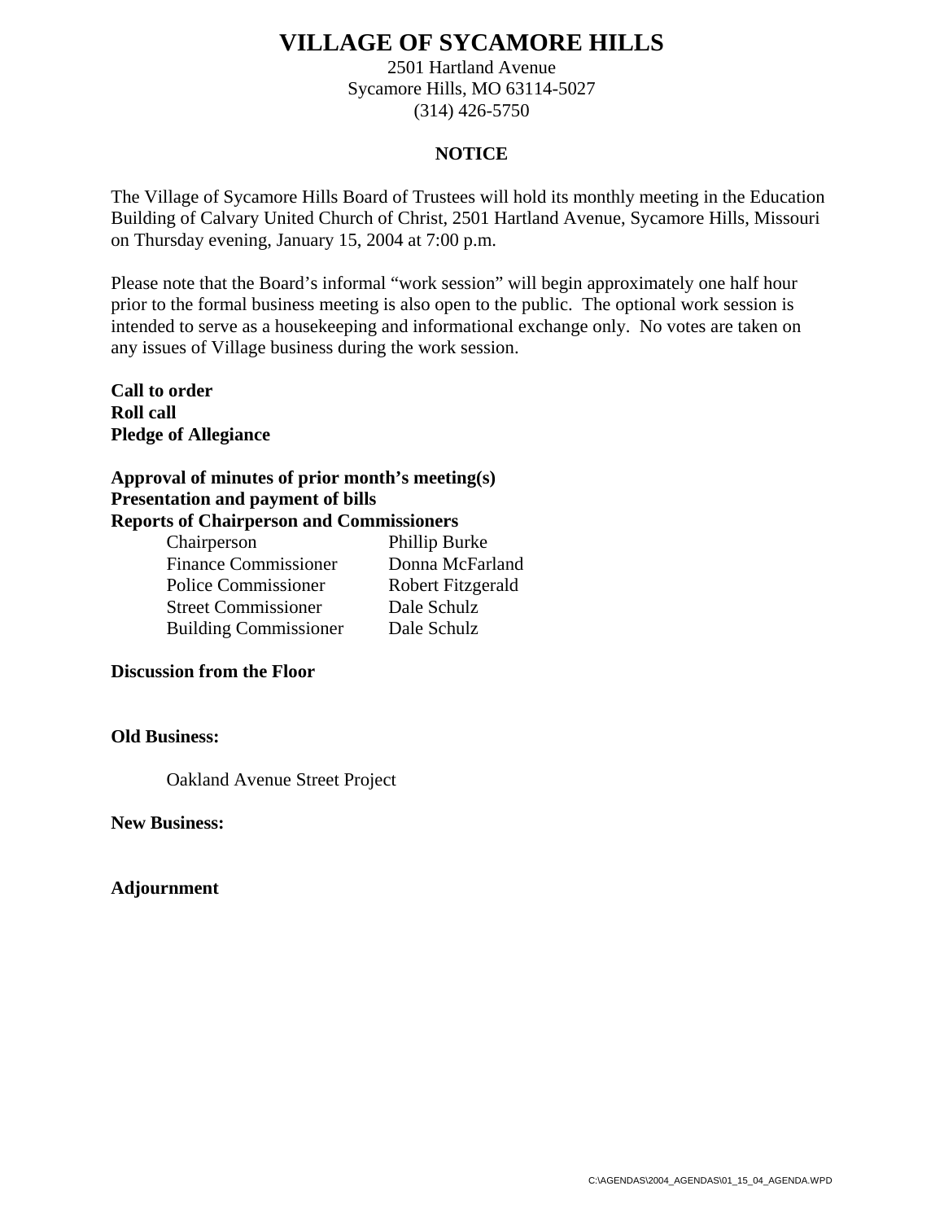# VILLAGE OF SYCAMORE HILLS

2501 Hartland Avenue
Sycamore Hills, MO 63114-5027
(314) 426-5750

## NOTICE

The Village of Sycamore Hills Board of Trustees will hold its monthly meeting in the Education Building of Calvary United Church of Christ, 2501 Hartland Avenue, Sycamore Hills, Missouri on Thursday evening, January 15, 2004 at 7:00 p.m.

Please note that the Board's informal "work session" will begin approximately one half hour prior to the formal business meeting is also open to the public. The optional work session is intended to serve as a housekeeping and informational exchange only. No votes are taken on any issues of Village business during the work session.

**Call to order**
**Roll call**
**Pledge of Allegiance**

**Approval of minutes of prior month's meeting(s)**
**Presentation and payment of bills**
**Reports of Chairperson and Commissioners**

| | |
|---|---|
| Chairperson | Phillip Burke |
| Finance Commissioner | Donna McFarland |
| Police Commissioner | Robert Fitzgerald |
| Street Commissioner | Dale Schulz |
| Building Commissioner | Dale Schulz |

**Discussion from the Floor**

**Old Business:**

Oakland Avenue Street Project

**New Business:**

**Adjournment**

C:\AGENDAS\2004_AGENDAS\01_15_04_AGENDA.WPD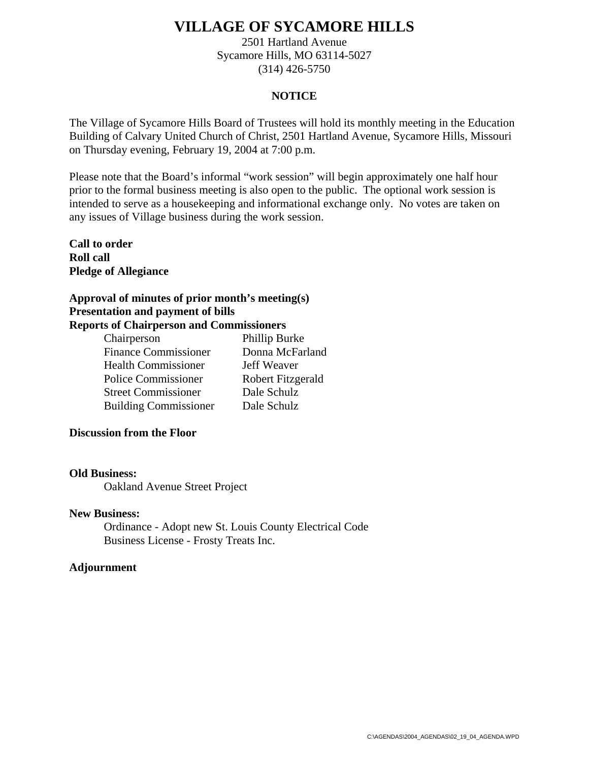# VILLAGE OF SYCAMORE HILLS

2501 Hartland Avenue
Sycamore Hills, MO 63114-5027
(314) 426-5750

**NOTICE**

The Village of Sycamore Hills Board of Trustees will hold its monthly meeting in the Education Building of Calvary United Church of Christ, 2501 Hartland Avenue, Sycamore Hills, Missouri on Thursday evening, February 19, 2004 at 7:00 p.m.

Please note that the Board's informal "work session" will begin approximately one half hour prior to the formal business meeting is also open to the public. The optional work session is intended to serve as a housekeeping and informational exchange only. No votes are taken on any issues of Village business during the work session.

**Call to order**
**Roll call**
**Pledge of Allegiance**

**Approval of minutes of prior month's meeting(s)**
**Presentation and payment of bills**
**Reports of Chairperson and Commissioners**

| | |
|---|---|
| Chairperson | Phillip Burke |
| Finance Commissioner | Donna McFarland |
| Health Commissioner | Jeff Weaver |
| Police Commissioner | Robert Fitzgerald |
| Street Commissioner | Dale Schulz |
| Building Commissioner | Dale Schulz |

**Discussion from the Floor**

**Old Business:**

Oakland Avenue Street Project

**New Business:**

Ordinance - Adopt new St. Louis County Electrical Code
Business License - Frosty Treats Inc.

**Adjournment**

C:\AGENDAS\2004_AGENDAS\02_19_04_AGENDA.WPD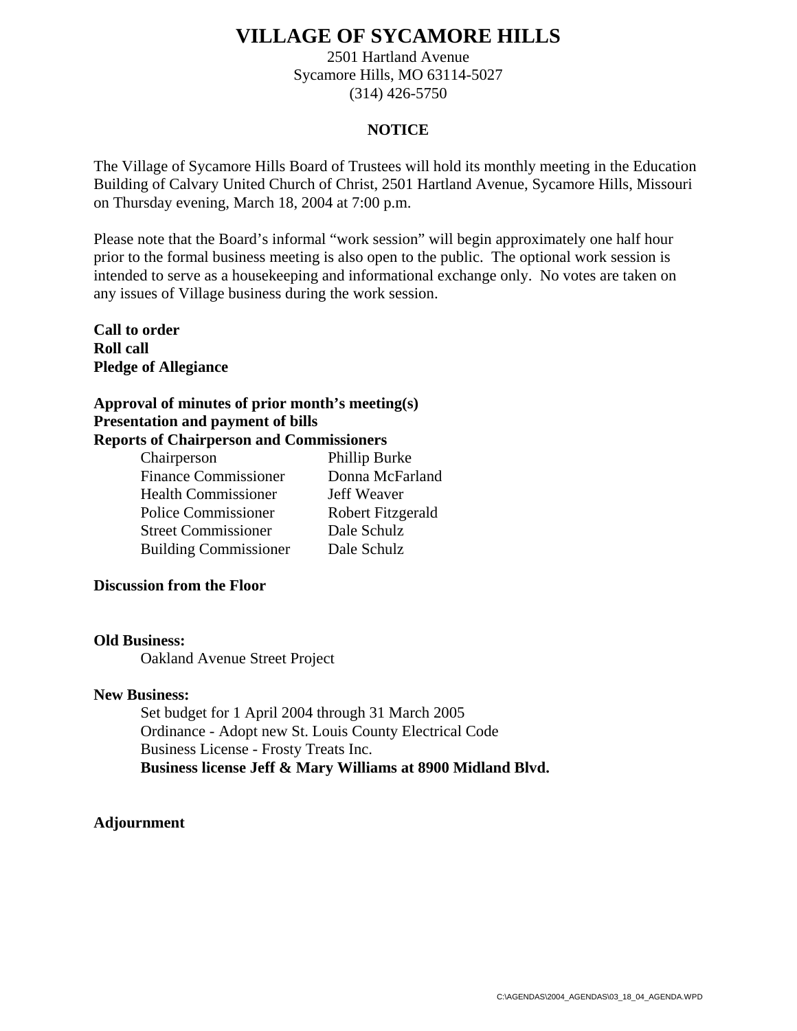# VILLAGE OF SYCAMORE HILLS

2501 Hartland Avenue
Sycamore Hills, MO 63114-5027
(314) 426-5750

**NOTICE**

The Village of Sycamore Hills Board of Trustees will hold its monthly meeting in the Education Building of Calvary United Church of Christ, 2501 Hartland Avenue, Sycamore Hills, Missouri on Thursday evening, March 18, 2004 at 7:00 p.m.

Please note that the Board's informal "work session" will begin approximately one half hour prior to the formal business meeting is also open to the public. The optional work session is intended to serve as a housekeeping and informational exchange only. No votes are taken on any issues of Village business during the work session.

**Call to order**
**Roll call**
**Pledge of Allegiance**

**Approval of minutes of prior month's meeting(s)**
**Presentation and payment of bills**
**Reports of Chairperson and Commissioners**

| | |
|---|---|
| Chairperson | Phillip Burke |
| Finance Commissioner | Donna McFarland |
| Health Commissioner | Jeff Weaver |
| Police Commissioner | Robert Fitzgerald |
| Street Commissioner | Dale Schulz |
| Building Commissioner | Dale Schulz |

**Discussion from the Floor**

**Old Business:**

Oakland Avenue Street Project

**New Business:**

Set budget for 1 April 2004 through 31 March 2005
Ordinance - Adopt new St. Louis County Electrical Code
Business License - Frosty Treats Inc.
**Business license Jeff & Mary Williams at 8900 Midland Blvd.**

**Adjournment**

C:\AGENDAS\2004_AGENDAS\03_18_04_AGENDA.WPD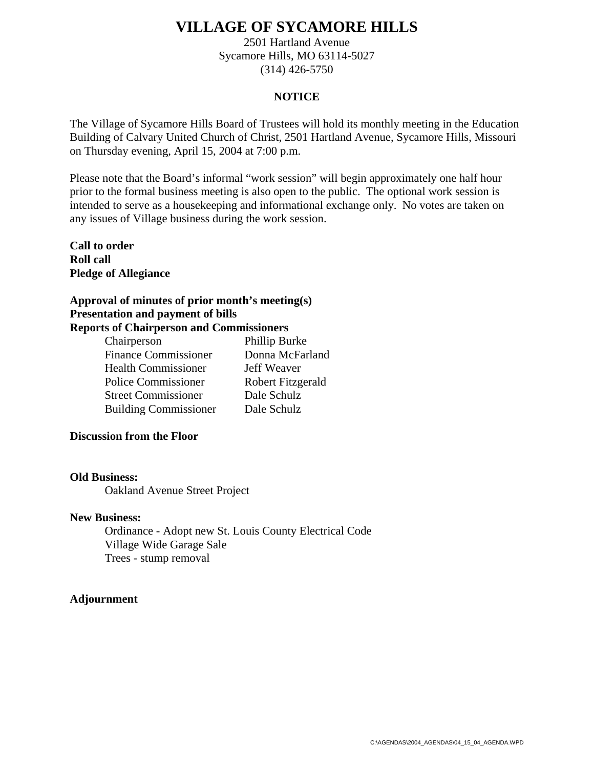# VILLAGE OF SYCAMORE HILLS

2501 Hartland Avenue
Sycamore Hills, MO 63114-5027
(314) 426-5750

## NOTICE

The Village of Sycamore Hills Board of Trustees will hold its monthly meeting in the Education Building of Calvary United Church of Christ, 2501 Hartland Avenue, Sycamore Hills, Missouri on Thursday evening, April 15, 2004 at 7:00 p.m.

Please note that the Board's informal "work session" will begin approximately one half hour prior to the formal business meeting is also open to the public. The optional work session is intended to serve as a housekeeping and informational exchange only. No votes are taken on any issues of Village business during the work session.

**Call to order**
**Roll call**
**Pledge of Allegiance**

**Approval of minutes of prior month's meeting(s)**
**Presentation and payment of bills**
**Reports of Chairperson and Commissioners**

| | |
|---|---|
| Chairperson | Phillip Burke |
| Finance Commissioner | Donna McFarland |
| Health Commissioner | Jeff Weaver |
| Police Commissioner | Robert Fitzgerald |
| Street Commissioner | Dale Schulz |
| Building Commissioner | Dale Schulz |

**Discussion from the Floor**

**Old Business:**

- Oakland Avenue Street Project

**New Business:**

- Ordinance - Adopt new St. Louis County Electrical Code
- Village Wide Garage Sale
- Trees - stump removal

**Adjournment**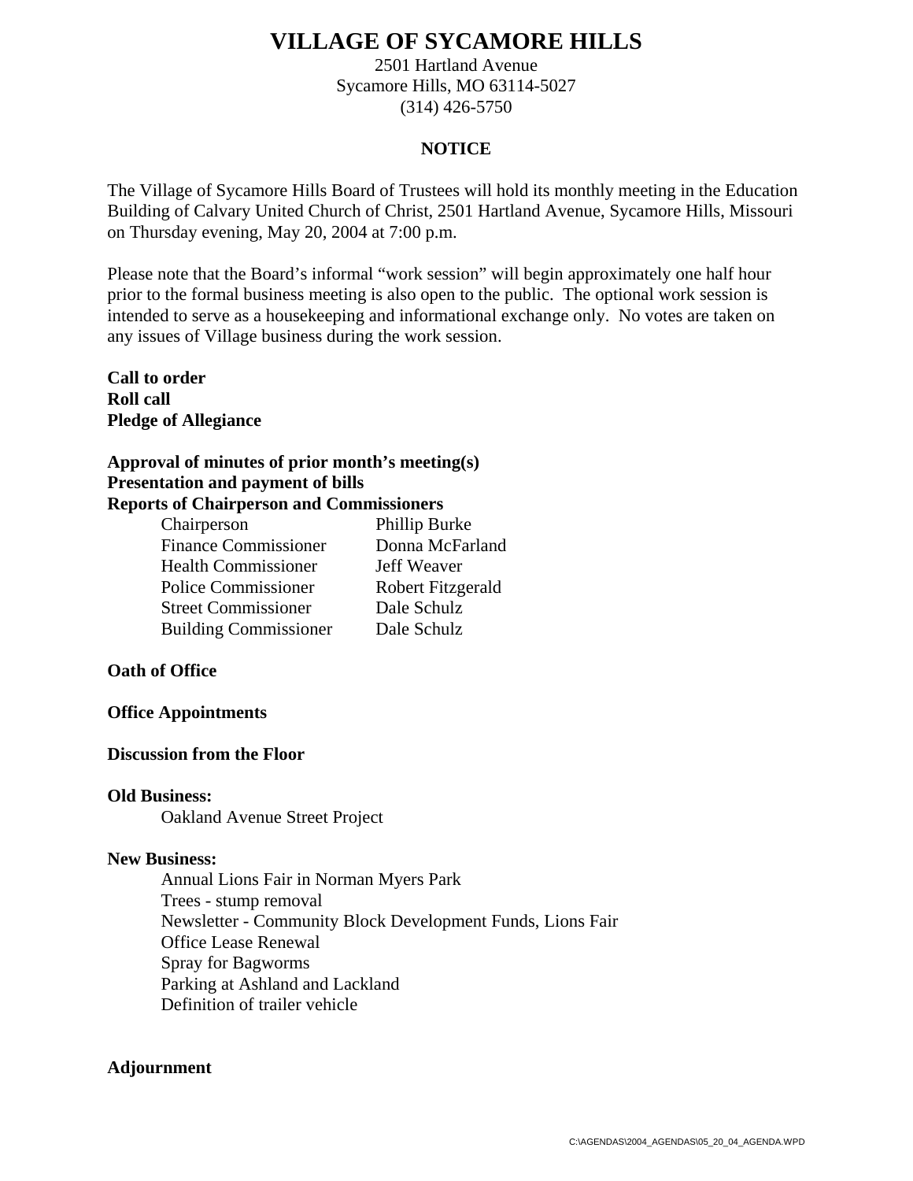# VILLAGE OF SYCAMORE HILLS

2501 Hartland Avenue
Sycamore Hills, MO 63114-5027
(314) 426-5750

## NOTICE

The Village of Sycamore Hills Board of Trustees will hold its monthly meeting in the Education Building of Calvary United Church of Christ, 2501 Hartland Avenue, Sycamore Hills, Missouri on Thursday evening, May 20, 2004 at 7:00 p.m.

Please note that the Board's informal "work session" will begin approximately one half hour prior to the formal business meeting is also open to the public. The optional work session is intended to serve as a housekeeping and informational exchange only. No votes are taken on any issues of Village business during the work session.

**Call to order**
**Roll call**
**Pledge of Allegiance**

**Approval of minutes of prior month's meeting(s)**
**Presentation and payment of bills**
**Reports of Chairperson and Commissioners**

| | |
|---|---|
| Chairperson | Phillip Burke |
| Finance Commissioner | Donna McFarland |
| Health Commissioner | Jeff Weaver |
| Police Commissioner | Robert Fitzgerald |
| Street Commissioner | Dale Schulz |
| Building Commissioner | Dale Schulz |

**Oath of Office**

**Office Appointments**

**Discussion from the Floor**

**Old Business:**

Oakland Avenue Street Project

**New Business:**

Annual Lions Fair in Norman Myers Park
Trees - stump removal
Newsletter - Community Block Development Funds, Lions Fair
Office Lease Renewal
Spray for Bagworms
Parking at Ashland and Lackland
Definition of trailer vehicle

**Adjournment**

C:\AGENDAS\2004_AGENDAS\05_20_04_AGENDA.WPD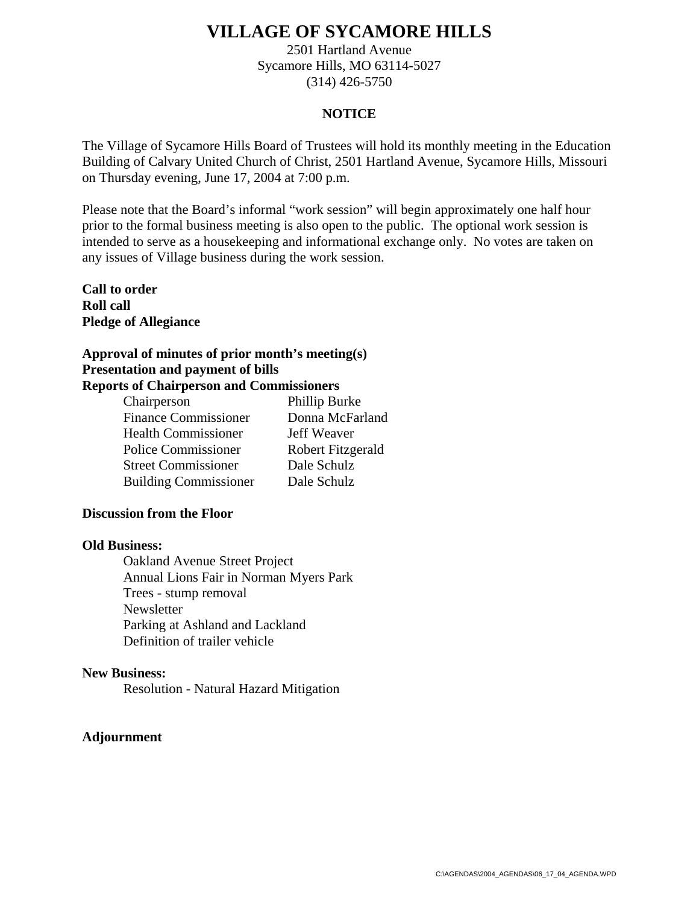# VILLAGE OF SYCAMORE HILLS

2501 Hartland Avenue
Sycamore Hills, MO 63114-5027
(314) 426-5750

## NOTICE

The Village of Sycamore Hills Board of Trustees will hold its monthly meeting in the Education Building of Calvary United Church of Christ, 2501 Hartland Avenue, Sycamore Hills, Missouri on Thursday evening, June 17, 2004 at 7:00 p.m.

Please note that the Board's informal "work session" will begin approximately one half hour prior to the formal business meeting is also open to the public. The optional work session is intended to serve as a housekeeping and informational exchange only. No votes are taken on any issues of Village business during the work session.

**Call to order**
**Roll call**
**Pledge of Allegiance**

**Approval of minutes of prior month's meeting(s)**
**Presentation and payment of bills**
**Reports of Chairperson and Commissioners**

| | |
|---|---|
| Chairperson | Phillip Burke |
| Finance Commissioner | Donna McFarland |
| Health Commissioner | Jeff Weaver |
| Police Commissioner | Robert Fitzgerald |
| Street Commissioner | Dale Schulz |
| Building Commissioner | Dale Schulz |

**Discussion from the Floor**

**Old Business:**

- Oakland Avenue Street Project
- Annual Lions Fair in Norman Myers Park
- Trees - stump removal
- Newsletter
- Parking at Ashland and Lackland
- Definition of trailer vehicle

**New Business:**

- Resolution - Natural Hazard Mitigation

**Adjournment**

C:\AGENDAS\2004_AGENDAS\06_17_04_AGENDA.WPD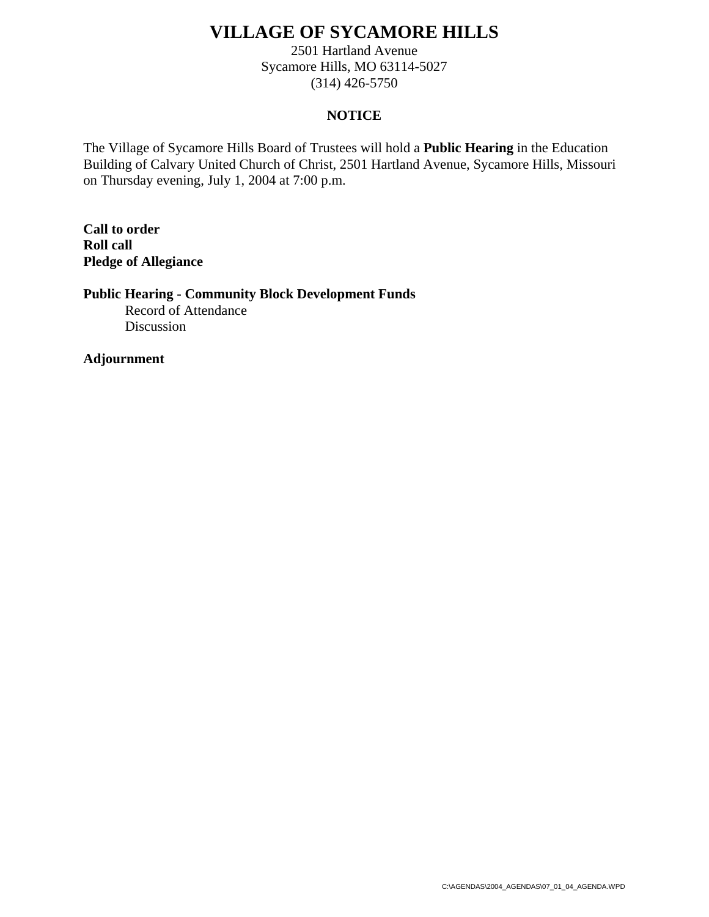# VILLAGE OF SYCAMORE HILLS

2501 Hartland Avenue
Sycamore Hills, MO 63114-5027
(314) 426-5750

## NOTICE

The Village of Sycamore Hills Board of Trustees will hold a **Public Hearing** in the Education Building of Calvary United Church of Christ, 2501 Hartland Avenue, Sycamore Hills, Missouri on Thursday evening, July 1, 2004 at 7:00 p.m.

**Call to order**
**Roll call**
**Pledge of Allegiance**

**Public Hearing - Community Block Development Funds**
Record of Attendance
Discussion

**Adjournment**

C:\AGENDAS\2004_AGENDAS\07_01_04_AGENDA.WPD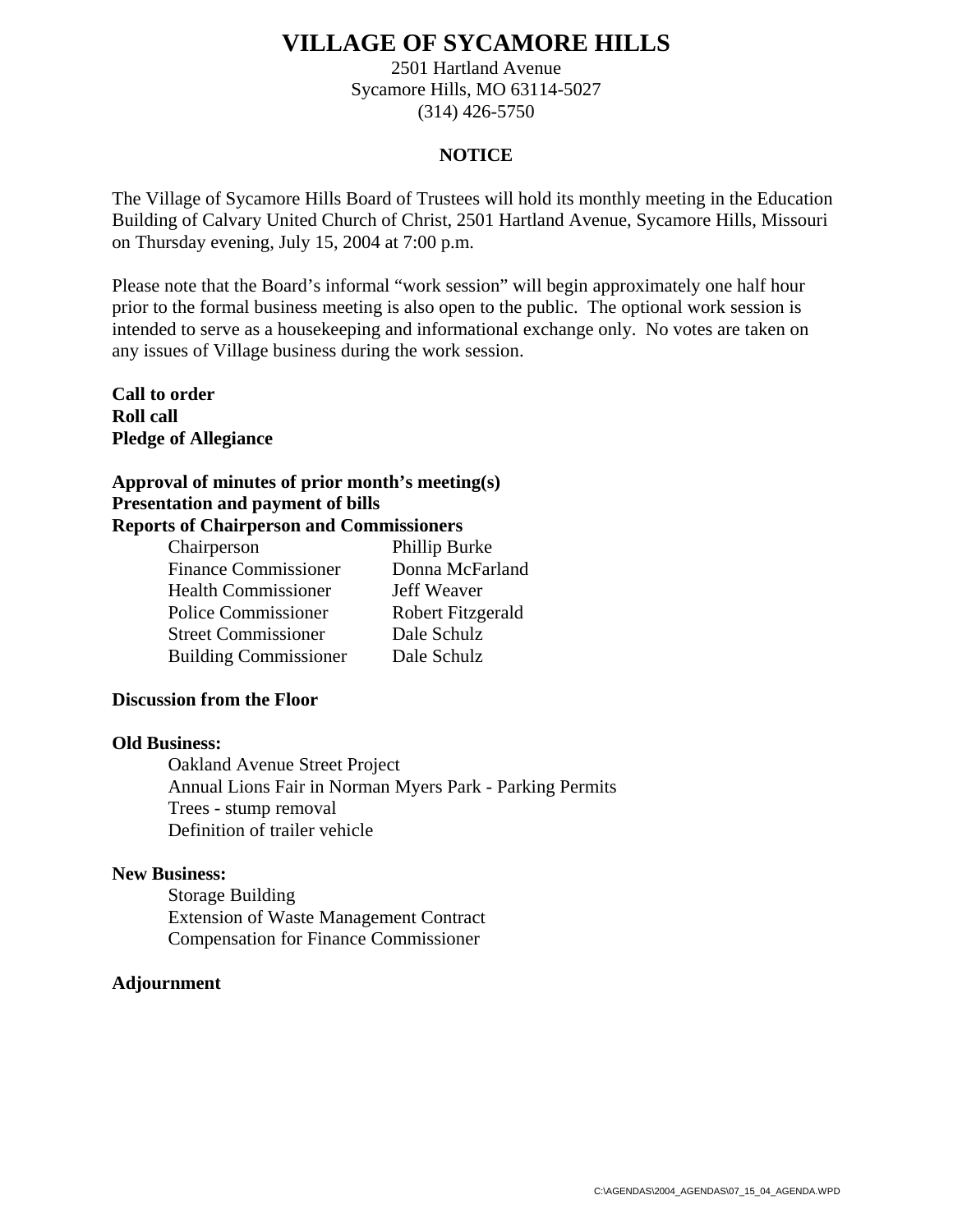# VILLAGE OF SYCAMORE HILLS

2501 Hartland Avenue
Sycamore Hills, MO 63114-5027
(314) 426-5750

## NOTICE

The Village of Sycamore Hills Board of Trustees will hold its monthly meeting in the Education Building of Calvary United Church of Christ, 2501 Hartland Avenue, Sycamore Hills, Missouri on Thursday evening, July 15, 2004 at 7:00 p.m.

Please note that the Board's informal "work session" will begin approximately one half hour prior to the formal business meeting is also open to the public. The optional work session is intended to serve as a housekeeping and informational exchange only. No votes are taken on any issues of Village business during the work session.

**Call to order**
**Roll call**
**Pledge of Allegiance**

**Approval of minutes of prior month's meeting(s)**
**Presentation and payment of bills**
**Reports of Chairperson and Commissioners**

| | |
|---|---|
| Chairperson | Phillip Burke |
| Finance Commissioner | Donna McFarland |
| Health Commissioner | Jeff Weaver |
| Police Commissioner | Robert Fitzgerald |
| Street Commissioner | Dale Schulz |
| Building Commissioner | Dale Schulz |

**Discussion from the Floor**

**Old Business:**

- Oakland Avenue Street Project
- Annual Lions Fair in Norman Myers Park - Parking Permits
- Trees - stump removal
- Definition of trailer vehicle

**New Business:**

- Storage Building
- Extension of Waste Management Contract
- Compensation for Finance Commissioner

**Adjournment**

C:\AGENDAS\2004_AGENDAS\07_15_04_AGENDA.WPD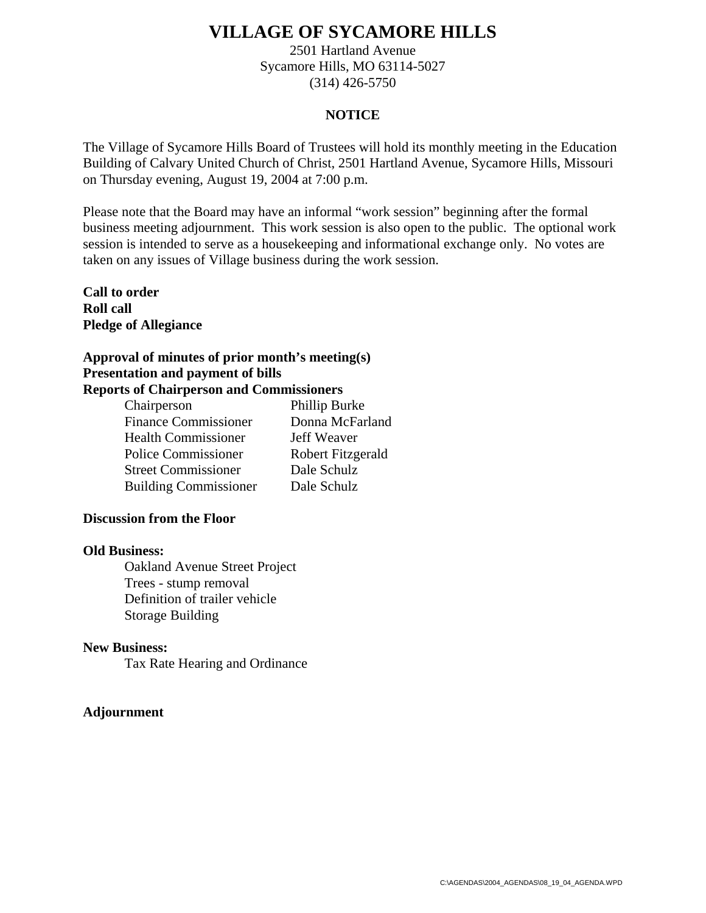# VILLAGE OF SYCAMORE HILLS

2501 Hartland Avenue
Sycamore Hills, MO 63114-5027
(314) 426-5750

## NOTICE

The Village of Sycamore Hills Board of Trustees will hold its monthly meeting in the Education Building of Calvary United Church of Christ, 2501 Hartland Avenue, Sycamore Hills, Missouri on Thursday evening, August 19, 2004 at 7:00 p.m.

Please note that the Board may have an informal "work session" beginning after the formal business meeting adjournment. This work session is also open to the public. The optional work session is intended to serve as a housekeeping and informational exchange only. No votes are taken on any issues of Village business during the work session.

**Call to order**
**Roll call**
**Pledge of Allegiance**

**Approval of minutes of prior month's meeting(s)**
**Presentation and payment of bills**
**Reports of Chairperson and Commissioners**

| | |
|---|---|
| Chairperson | Phillip Burke |
| Finance Commissioner | Donna McFarland |
| Health Commissioner | Jeff Weaver |
| Police Commissioner | Robert Fitzgerald |
| Street Commissioner | Dale Schulz |
| Building Commissioner | Dale Schulz |

**Discussion from the Floor**

**Old Business:**

- Oakland Avenue Street Project
- Trees - stump removal
- Definition of trailer vehicle
- Storage Building

**New Business:**

- Tax Rate Hearing and Ordinance

**Adjournment**

C:\AGENDAS\2004_AGENDAS\08_19_04_AGENDA.WPD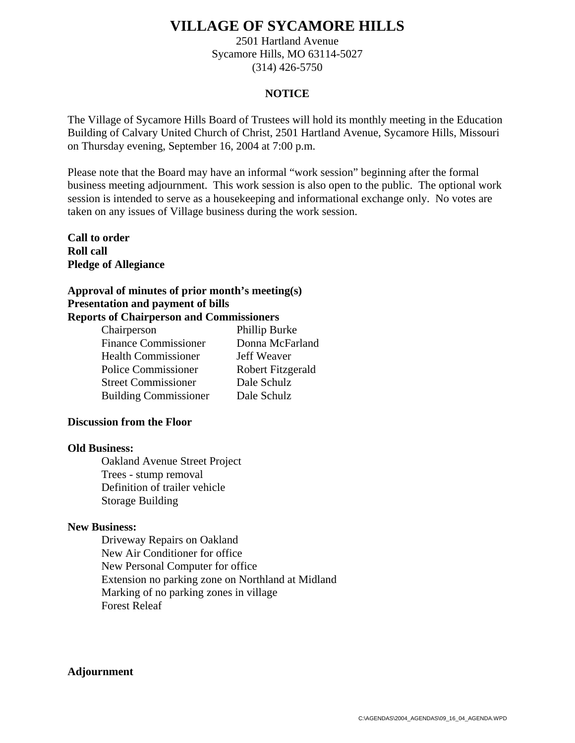# VILLAGE OF SYCAMORE HILLS

2501 Hartland Avenue
Sycamore Hills, MO 63114-5027
(314) 426-5750

## NOTICE

The Village of Sycamore Hills Board of Trustees will hold its monthly meeting in the Education Building of Calvary United Church of Christ, 2501 Hartland Avenue, Sycamore Hills, Missouri on Thursday evening, September 16, 2004 at 7:00 p.m.

Please note that the Board may have an informal "work session" beginning after the formal business meeting adjournment. This work session is also open to the public. The optional work session is intended to serve as a housekeeping and informational exchange only. No votes are taken on any issues of Village business during the work session.

**Call to order**
**Roll call**
**Pledge of Allegiance**

**Approval of minutes of prior month's meeting(s)**
**Presentation and payment of bills**
**Reports of Chairperson and Commissioners**

| | |
|---|---|
| Chairperson | Phillip Burke |
| Finance Commissioner | Donna McFarland |
| Health Commissioner | Jeff Weaver |
| Police Commissioner | Robert Fitzgerald |
| Street Commissioner | Dale Schulz |
| Building Commissioner | Dale Schulz |

**Discussion from the Floor**

**Old Business:**

- Oakland Avenue Street Project
- Trees - stump removal
- Definition of trailer vehicle
- Storage Building

**New Business:**

- Driveway Repairs on Oakland
- New Air Conditioner for office
- New Personal Computer for office
- Extension no parking zone on Northland at Midland
- Marking of no parking zones in village
- Forest Releaf

**Adjournment**

C:\AGENDAS\2004_AGENDAS\09_16_04_AGENDA.WPD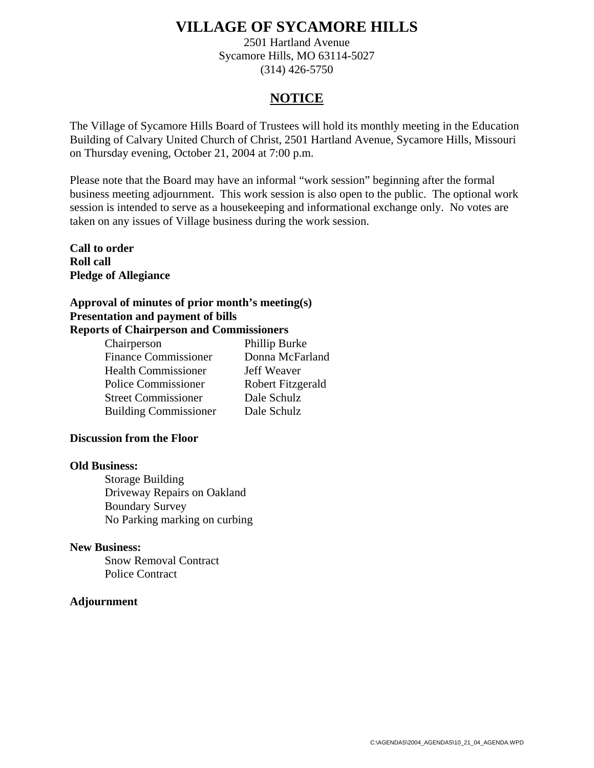# VILLAGE OF SYCAMORE HILLS

2501 Hartland Avenue
Sycamore Hills, MO 63114-5027
(314) 426-5750

## NOTICE

The Village of Sycamore Hills Board of Trustees will hold its monthly meeting in the Education Building of Calvary United Church of Christ, 2501 Hartland Avenue, Sycamore Hills, Missouri on Thursday evening, October 21, 2004 at 7:00 p.m.

Please note that the Board may have an informal "work session" beginning after the formal business meeting adjournment. This work session is also open to the public. The optional work session is intended to serve as a housekeeping and informational exchange only. No votes are taken on any issues of Village business during the work session.

**Call to order**
**Roll call**
**Pledge of Allegiance**

**Approval of minutes of prior month's meeting(s)**
**Presentation and payment of bills**
**Reports of Chairperson and Commissioners**

| | |
|---|---|
| Chairperson | Phillip Burke |
| Finance Commissioner | Donna McFarland |
| Health Commissioner | Jeff Weaver |
| Police Commissioner | Robert Fitzgerald |
| Street Commissioner | Dale Schulz |
| Building Commissioner | Dale Schulz |

**Discussion from the Floor**

**Old Business:**

- Storage Building
- Driveway Repairs on Oakland
- Boundary Survey
- No Parking marking on curbing

**New Business:**

- Snow Removal Contract
- Police Contract

**Adjournment**

C:\AGENDAS\2004_AGENDAS\10_21_04_AGENDA.WPD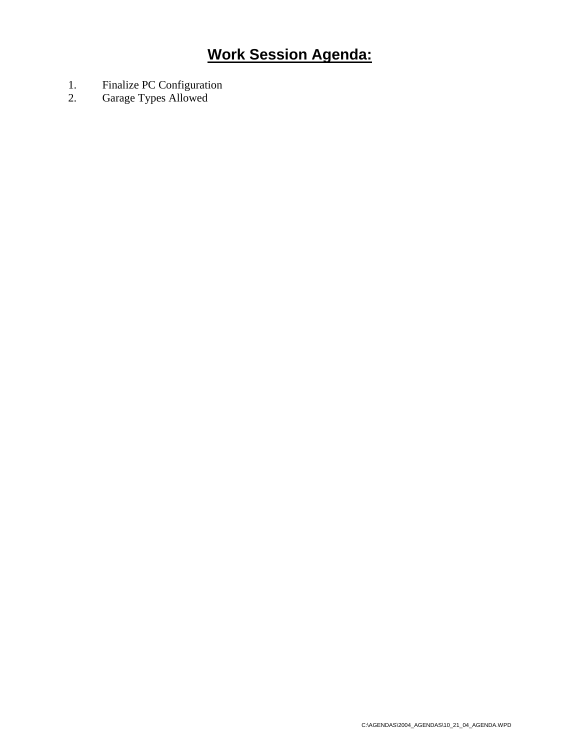# Work Session Agenda:

1. Finalize PC Configuration
2. Garage Types Allowed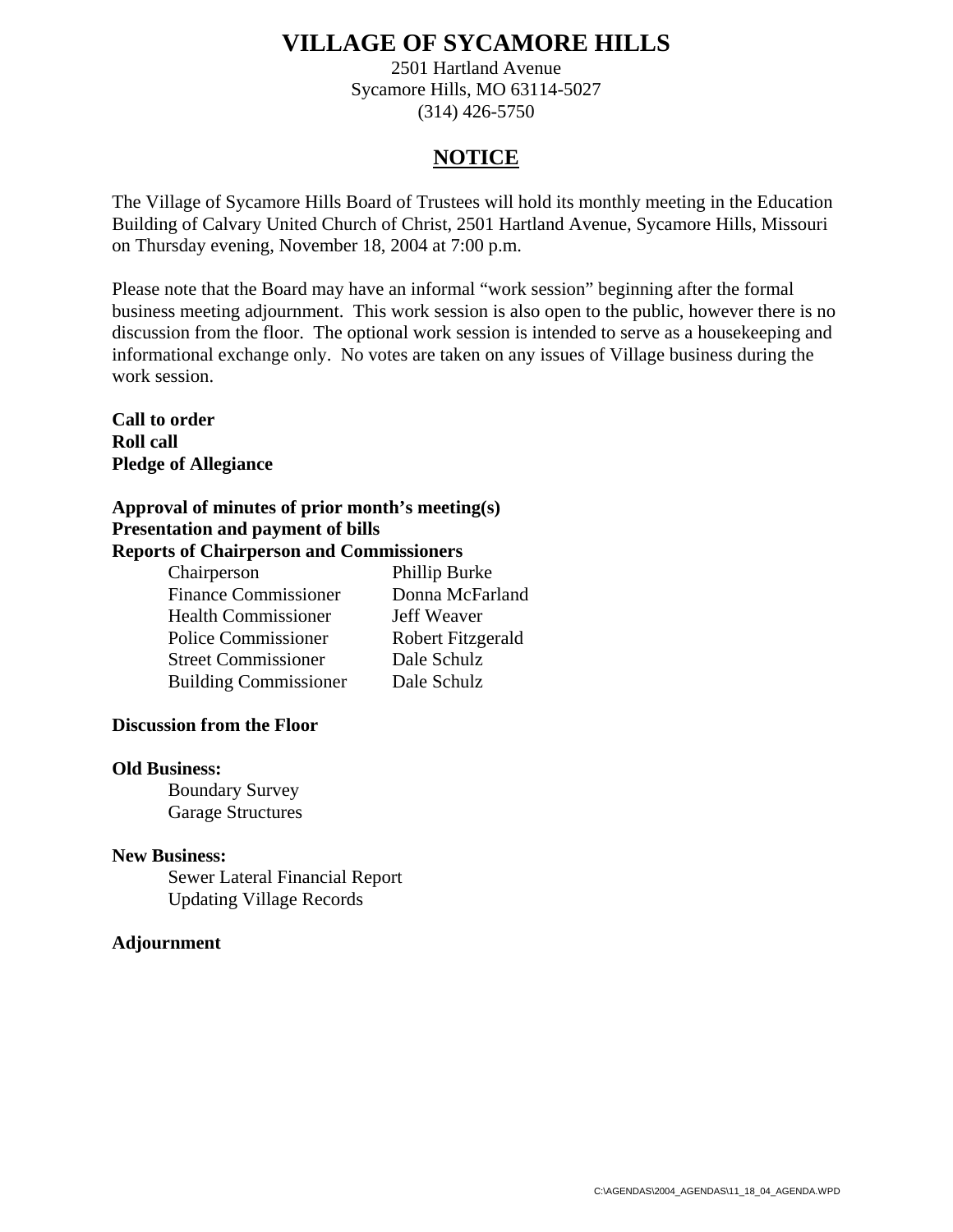# VILLAGE OF SYCAMORE HILLS

2501 Hartland Avenue
Sycamore Hills, MO 63114-5027
(314) 426-5750

## NOTICE

The Village of Sycamore Hills Board of Trustees will hold its monthly meeting in the Education Building of Calvary United Church of Christ, 2501 Hartland Avenue, Sycamore Hills, Missouri on Thursday evening, November 18, 2004 at 7:00 p.m.

Please note that the Board may have an informal "work session" beginning after the formal business meeting adjournment. This work session is also open to the public, however there is no discussion from the floor. The optional work session is intended to serve as a housekeeping and informational exchange only. No votes are taken on any issues of Village business during the work session.

**Call to order**
**Roll call**
**Pledge of Allegiance**

**Approval of minutes of prior month's meeting(s)**
**Presentation and payment of bills**
**Reports of Chairperson and Commissioners**

| | |
|---|---|
| Chairperson | Phillip Burke |
| Finance Commissioner | Donna McFarland |
| Health Commissioner | Jeff Weaver |
| Police Commissioner | Robert Fitzgerald |
| Street Commissioner | Dale Schulz |
| Building Commissioner | Dale Schulz |

**Discussion from the Floor**

**Old Business:**

Boundary Survey
Garage Structures

**New Business:**

Sewer Lateral Financial Report
Updating Village Records

**Adjournment**

C:\AGENDAS\2004_AGENDAS\11_18_04_AGENDA.WPD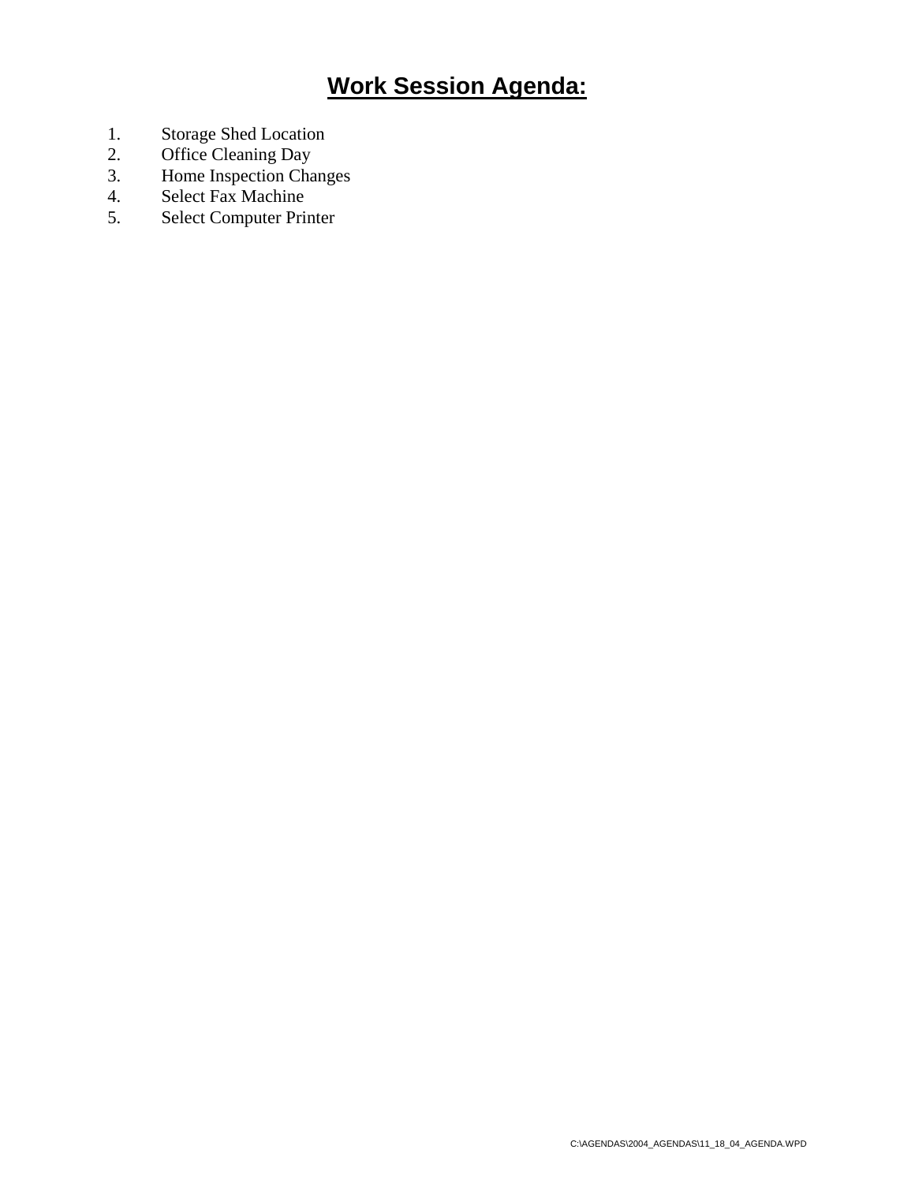# **Work Session Agenda:**

1. Storage Shed Location
2. Office Cleaning Day
3. Home Inspection Changes
4. Select Fax Machine
5. Select Computer Printer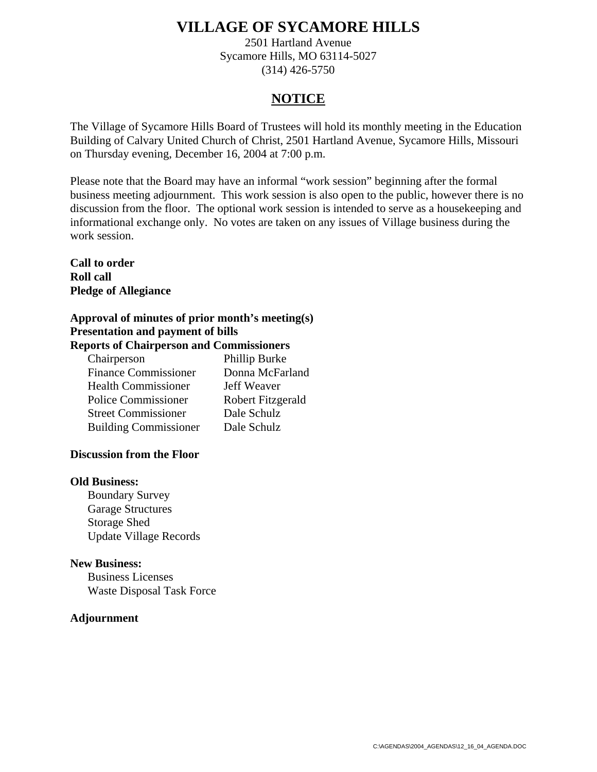# VILLAGE OF SYCAMORE HILLS

2501 Hartland Avenue
Sycamore Hills, MO 63114-5027
(314) 426-5750

## NOTICE

The Village of Sycamore Hills Board of Trustees will hold its monthly meeting in the Education Building of Calvary United Church of Christ, 2501 Hartland Avenue, Sycamore Hills, Missouri on Thursday evening, December 16, 2004 at 7:00 p.m.

Please note that the Board may have an informal "work session" beginning after the formal business meeting adjournment. This work session is also open to the public, however there is no discussion from the floor. The optional work session is intended to serve as a housekeeping and informational exchange only. No votes are taken on any issues of Village business during the work session.

**Call to order**
**Roll call**
**Pledge of Allegiance**

**Approval of minutes of prior month's meeting(s)**
**Presentation and payment of bills**
**Reports of Chairperson and Commissioners**

| | |
|---|---|
| Chairperson | Phillip Burke |
| Finance Commissioner | Donna McFarland |
| Health Commissioner | Jeff Weaver |
| Police Commissioner | Robert Fitzgerald |
| Street Commissioner | Dale Schulz |
| Building Commissioner | Dale Schulz |

**Discussion from the Floor**

**Old Business:**

- Boundary Survey
- Garage Structures
- Storage Shed
- Update Village Records

**New Business:**

- Business Licenses
- Waste Disposal Task Force

**Adjournment**

C:\AGENDAS\2004_AGENDAS\12_16_04_AGENDA.DOC